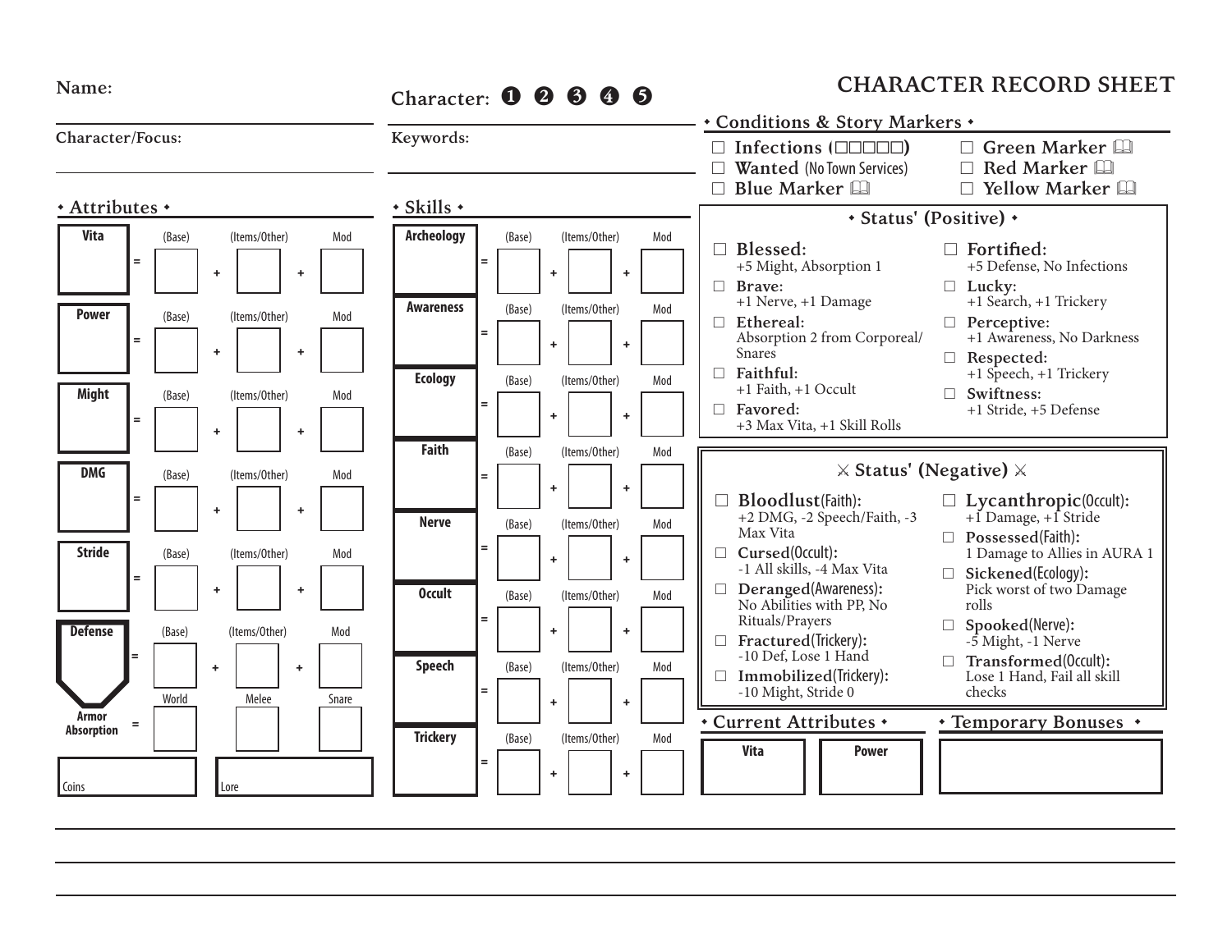# CHARACTER RECORD SHEET

**Name:**

**Character:** ❶ ❷ ❸ ❹ ❺

**Character/Focus:**

**Keywords:**

## • Attributes •

| Attribute | | (Base) | | (Items/Other) | | Mod |
|---|---|---|---|---|---|---|
| **Vita** | = | | + | | + | |
| **Power** | = | | + | | + | |
| **Might** | = | | + | | + | |
| **DMG** | = | | + | | + | |
| **Stride** | = | | + | | + | |
| **Defense** | = | | + | | + | |

| | | World | Melee | Snare |
|---|---|---|---|---|
| **Armor Absorption** | = | | | |

| Coins | Lore |
|---|---|
| | |

## • Skills •

| Skill | | (Base) | | (Items/Other) | | Mod |
|---|---|---|---|---|---|---|
| **Archeology** | = | | + | | + | |
| **Awareness** | = | | + | | + | |
| **Ecology** | = | | + | | + | |
| **Faith** | = | | + | | + | |
| **Nerve** | = | | + | | + | |
| **Occult** | = | | + | | + | |
| **Speech** | = | | + | | + | |
| **Trickery** | = | | + | | + | |

## • Conditions & Story Markers •

- ☐ **Infections (☐☐☐☐☐)**
- ☐ **Wanted** (No Town Services)
- ☐ **Blue Marker** 🕮
- ☐ **Green Marker** 🕮
- ☐ **Red Marker** 🕮
- ☐ **Yellow Marker** 🕮

## • Status' (Positive) •

- ☐ **Blessed:** +5 Might, Absorption 1
- ☐ **Brave:** +1 Nerve, +1 Damage
- ☐ **Ethereal:** Absorption 2 from Corporeal/ Snares
- ☐ **Faithful:** +1 Faith, +1 Occult
- ☐ **Favored:** +3 Max Vita, +1 Skill Rolls
- ☐ **Fortified:** +5 Defense, No Infections
- ☐ **Lucky:** +1 Search, +1 Trickery
- ☐ **Perceptive:** +1 Awareness, No Darkness
- ☐ **Respected:** +1 Speech, +1 Trickery
- ☐ **Swiftness:** +1 Stride, +5 Defense

## ⚔ Status' (Negative) ⚔

- ☐ **Bloodlust**(Faith)**:** +2 DMG, -2 Speech/Faith, -3 Max Vita
- ☐ **Cursed**(Occult)**:** -1 All skills, -4 Max Vita
- ☐ **Deranged**(Awareness)**:** No Abilities with PP, No Rituals/Prayers
- ☐ **Fractured**(Trickery)**:** -10 Def, Lose 1 Hand
- ☐ **Immobilized**(Trickery)**:** -10 Might, Stride 0
- ☐ **Lycanthropic**(Occult)**:** +1 Damage, +1 Stride
- ☐ **Possessed**(Faith)**:** 1 Damage to Allies in AURA 1
- ☐ **Sickened**(Ecology)**:** Pick worst of two Damage rolls
- ☐ **Spooked**(Nerve)**:** -5 Might, -1 Nerve
- ☐ **Transformed**(Occult)**:** Lose 1 Hand, Fail all skill checks

## • Current Attributes •

| Vita | Power |
|---|---|
| | |

## • Temporary Bonuses •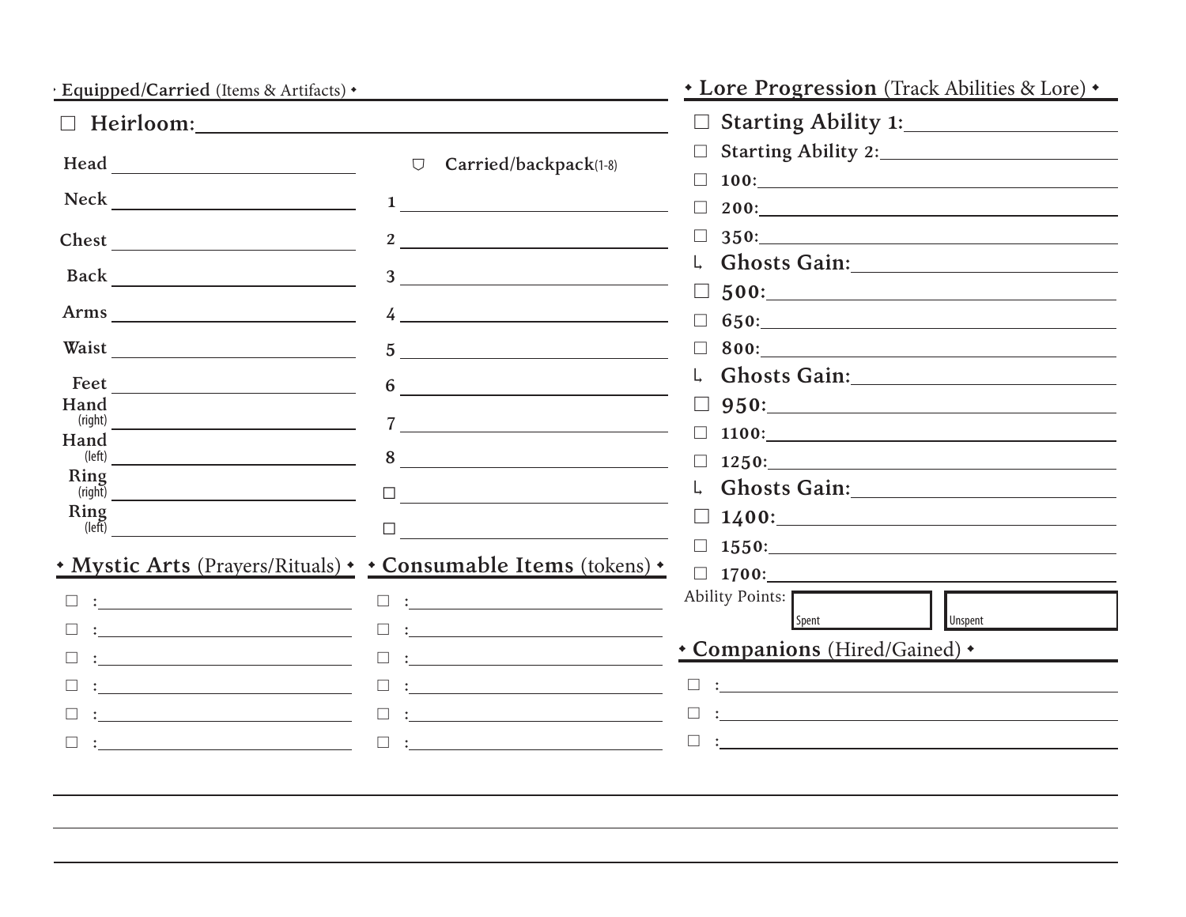## Equipped/Carried (Items & Artifacts)

☐ **Heirloom:** ______________________

| | |
|---|---|
| **Head** | |
| **Neck** | |
| **Chest** | |
| **Back** | |
| **Arms** | |
| **Waist** | |
| **Feet** | |
| **Hand** (right) | |
| **Hand** (left) | |
| **Ring** (right) | |
| **Ring** (left) | |

☐ **Carried/backpack** (1-8)

1 ______________________
2 ______________________
3 ______________________
4 ______________________
5 ______________________
6 ______________________
7 ______________________
8 ______________________
☐ ______________________
☐ ______________________

## Mystic Arts (Prayers/Rituals)

☐ : ______________________
☐ : ______________________
☐ : ______________________
☐ : ______________________
☐ : ______________________
☐ : ______________________

## Consumable Items (tokens)

☐ : ______________________
☐ : ______________________
☐ : ______________________
☐ : ______________________
☐ : ______________________
☐ : ______________________

## Lore Progression (Track Abilities & Lore)

☐ **Starting Ability 1:** ______________________
☐ **Starting Ability 2:** ______________________
☐ **100:** ______________________
☐ **200:** ______________________
☐ **350:** ______________________
↳ **Ghosts Gain:** ______________________
☐ **500:** ______________________
☐ **650:** ______________________
☐ **800:** ______________________
↳ **Ghosts Gain:** ______________________
☐ **950:** ______________________
☐ **1100:** ______________________
☐ **1250:** ______________________
↳ **Ghosts Gain:** ______________________
☐ **1400:** ______________________
☐ **1550:** ______________________
☐ **1700:** ______________________

Ability Points: Spent ______ Unspent ______

## Companions (Hired/Gained)

☐ : ______________________
☐ : ______________________
☐ : ______________________